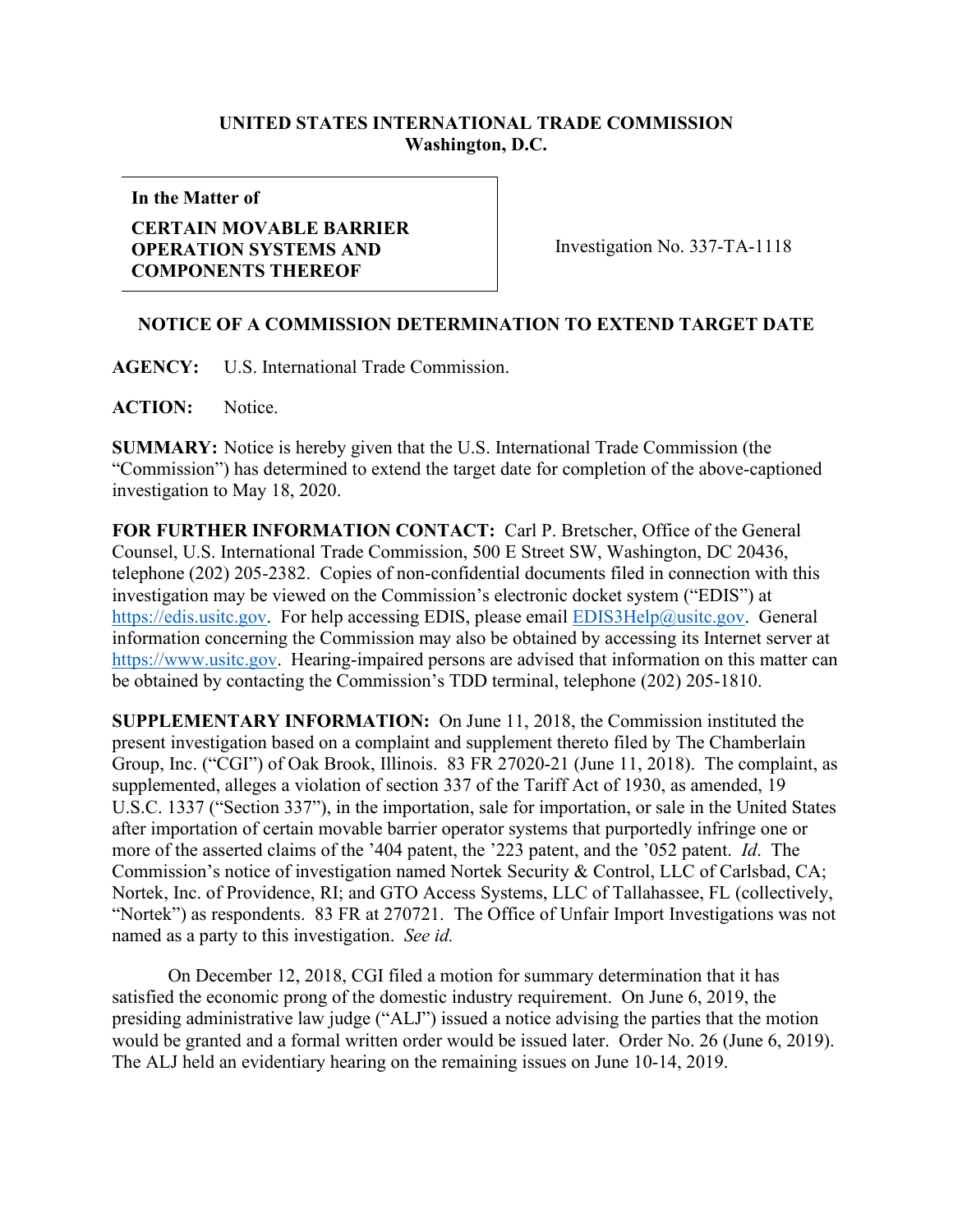**UNITED STATES INTERNATIONAL TRADE COMMISSION**
**Washington, D.C.**

| In the Matter of<br><br>**CERTAIN MOVABLE BARRIER OPERATION SYSTEMS AND COMPONENTS THEREOF** | Investigation No. 337-TA-1118 |
|---|---|

## NOTICE OF A COMMISSION DETERMINATION TO EXTEND TARGET DATE

**AGENCY:** U.S. International Trade Commission.

**ACTION:** Notice.

**SUMMARY:** Notice is hereby given that the U.S. International Trade Commission (the "Commission") has determined to extend the target date for completion of the above-captioned investigation to May 18, 2020.

**FOR FURTHER INFORMATION CONTACT:** Carl P. Bretscher, Office of the General Counsel, U.S. International Trade Commission, 500 E Street SW, Washington, DC 20436, telephone (202) 205-2382. Copies of non-confidential documents filed in connection with this investigation may be viewed on the Commission's electronic docket system ("EDIS") at https://edis.usitc.gov. For help accessing EDIS, please email EDIS3Help@usitc.gov. General information concerning the Commission may also be obtained by accessing its Internet server at https://www.usitc.gov. Hearing-impaired persons are advised that information on this matter can be obtained by contacting the Commission's TDD terminal, telephone (202) 205-1810.

**SUPPLEMENTARY INFORMATION:** On June 11, 2018, the Commission instituted the present investigation based on a complaint and supplement thereto filed by The Chamberlain Group, Inc. ("CGI") of Oak Brook, Illinois. 83 FR 27020-21 (June 11, 2018). The complaint, as supplemented, alleges a violation of section 337 of the Tariff Act of 1930, as amended, 19 U.S.C. 1337 ("Section 337"), in the importation, sale for importation, or sale in the United States after importation of certain movable barrier operator systems that purportedly infringe one or more of the asserted claims of the '404 patent, the '223 patent, and the '052 patent. *Id*. The Commission's notice of investigation named Nortek Security & Control, LLC of Carlsbad, CA; Nortek, Inc. of Providence, RI; and GTO Access Systems, LLC of Tallahassee, FL (collectively, "Nortek") as respondents. 83 FR at 270721. The Office of Unfair Import Investigations was not named as a party to this investigation. *See id.*

On December 12, 2018, CGI filed a motion for summary determination that it has satisfied the economic prong of the domestic industry requirement. On June 6, 2019, the presiding administrative law judge ("ALJ") issued a notice advising the parties that the motion would be granted and a formal written order would be issued later. Order No. 26 (June 6, 2019). The ALJ held an evidentiary hearing on the remaining issues on June 10-14, 2019.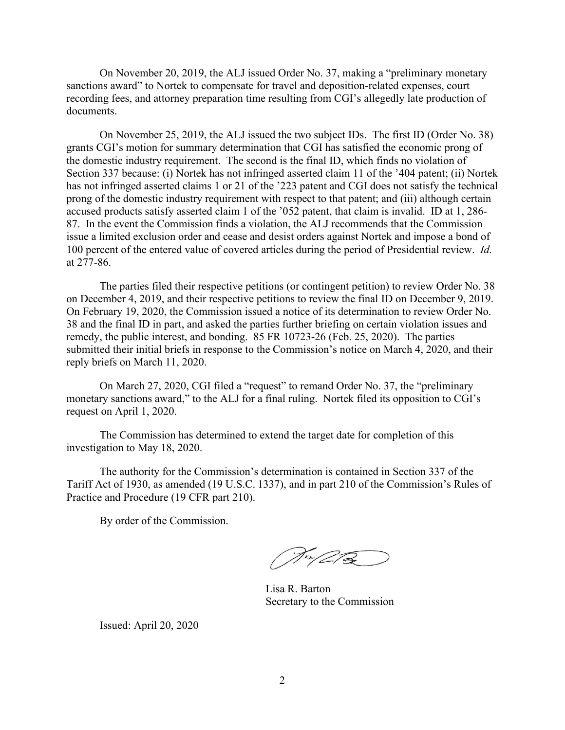On November 20, 2019, the ALJ issued Order No. 37, making a "preliminary monetary sanctions award" to Nortek to compensate for travel and deposition-related expenses, court recording fees, and attorney preparation time resulting from CGI's allegedly late production of documents.

On November 25, 2019, the ALJ issued the two subject IDs. The first ID (Order No. 38) grants CGI's motion for summary determination that CGI has satisfied the economic prong of the domestic industry requirement. The second is the final ID, which finds no violation of Section 337 because: (i) Nortek has not infringed asserted claim 11 of the '404 patent; (ii) Nortek has not infringed asserted claims 1 or 21 of the '223 patent and CGI does not satisfy the technical prong of the domestic industry requirement with respect to that patent; and (iii) although certain accused products satisfy asserted claim 1 of the '052 patent, that claim is invalid. ID at 1, 286-87. In the event the Commission finds a violation, the ALJ recommends that the Commission issue a limited exclusion order and cease and desist orders against Nortek and impose a bond of 100 percent of the entered value of covered articles during the period of Presidential review. *Id.* at 277-86.

The parties filed their respective petitions (or contingent petition) to review Order No. 38 on December 4, 2019, and their respective petitions to review the final ID on December 9, 2019. On February 19, 2020, the Commission issued a notice of its determination to review Order No. 38 and the final ID in part, and asked the parties further briefing on certain violation issues and remedy, the public interest, and bonding. 85 FR 10723-26 (Feb. 25, 2020). The parties submitted their initial briefs in response to the Commission's notice on March 4, 2020, and their reply briefs on March 11, 2020.

On March 27, 2020, CGI filed a "request" to remand Order No. 37, the "preliminary monetary sanctions award," to the ALJ for a final ruling. Nortek filed its opposition to CGI's request on April 1, 2020.

The Commission has determined to extend the target date for completion of this investigation to May 18, 2020.

The authority for the Commission's determination is contained in Section 337 of the Tariff Act of 1930, as amended (19 U.S.C. 1337), and in part 210 of the Commission's Rules of Practice and Procedure (19 CFR part 210).

By order of the Commission.

Lisa R. Barton
Secretary to the Commission

Issued: April 20, 2020